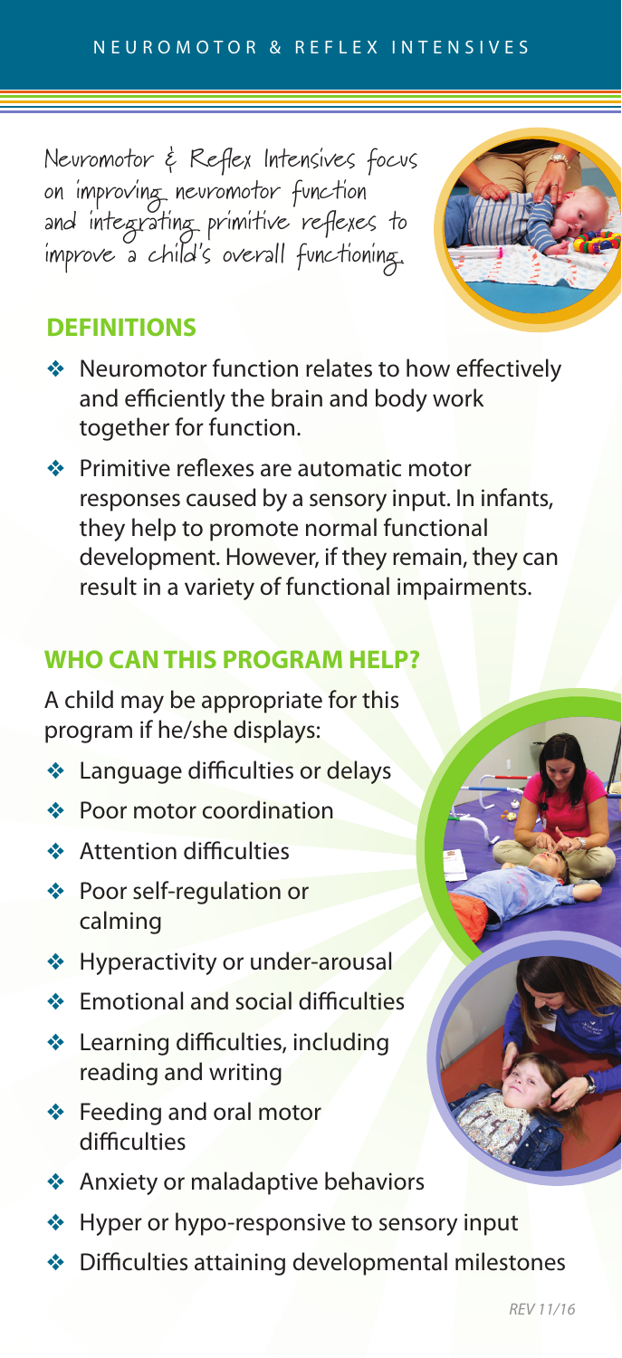# NEUROMOTOR & REFLEX INTENSIVES

Neuromotor & Reflex Intensives focus on improving neuromotor function and integrating primitive reflexes to improve a child's overall functioning.

## DEFINITIONS

- Neuromotor function relates to how effectively and efficiently the brain and body work together for function.
- Primitive reflexes are automatic motor responses caused by a sensory input. In infants, they help to promote normal functional development. However, if they remain, they can result in a variety of functional impairments.

## WHO CAN THIS PROGRAM HELP?

A child may be appropriate for this program if he/she displays:

- Language difficulties or delays
- Poor motor coordination
- Attention difficulties
- Poor self-regulation or calming
- Hyperactivity or under-arousal
- Emotional and social difficulties
- Learning difficulties, including reading and writing
- Feeding and oral motor difficulties
- Anxiety or maladaptive behaviors
- Hyper or hypo-responsive to sensory input
- Difficulties attaining developmental milestones

*REV 11/16*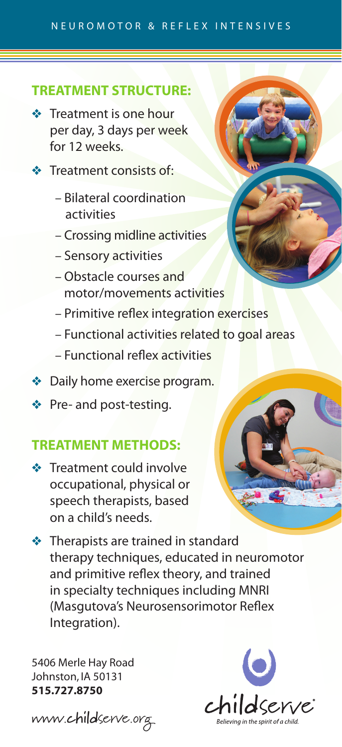NEUROMOTOR & REFLEX INTENSIVES

## TREATMENT STRUCTURE:

- Treatment is one hour per day, 3 days per week for 12 weeks.
- Treatment consists of:
  - Bilateral coordination activities
  - Crossing midline activities
  - Sensory activities
  - Obstacle courses and motor/movements activities
  - Primitive reflex integration exercises
  - Functional activities related to goal areas
  - Functional reflex activities
- Daily home exercise program.
- Pre- and post-testing.

## TREATMENT METHODS:

- Treatment could involve occupational, physical or speech therapists, based on a child's needs.
- Therapists are trained in standard therapy techniques, educated in neuromotor and primitive reflex theory, and trained in specialty techniques including MNRI (Masgutova's Neurosensorimotor Reflex Integration).

5406 Merle Hay Road
Johnston, IA 50131
**515.727.8750**

www.childserve.org

childserve
*Believing in the spirit of a child.*